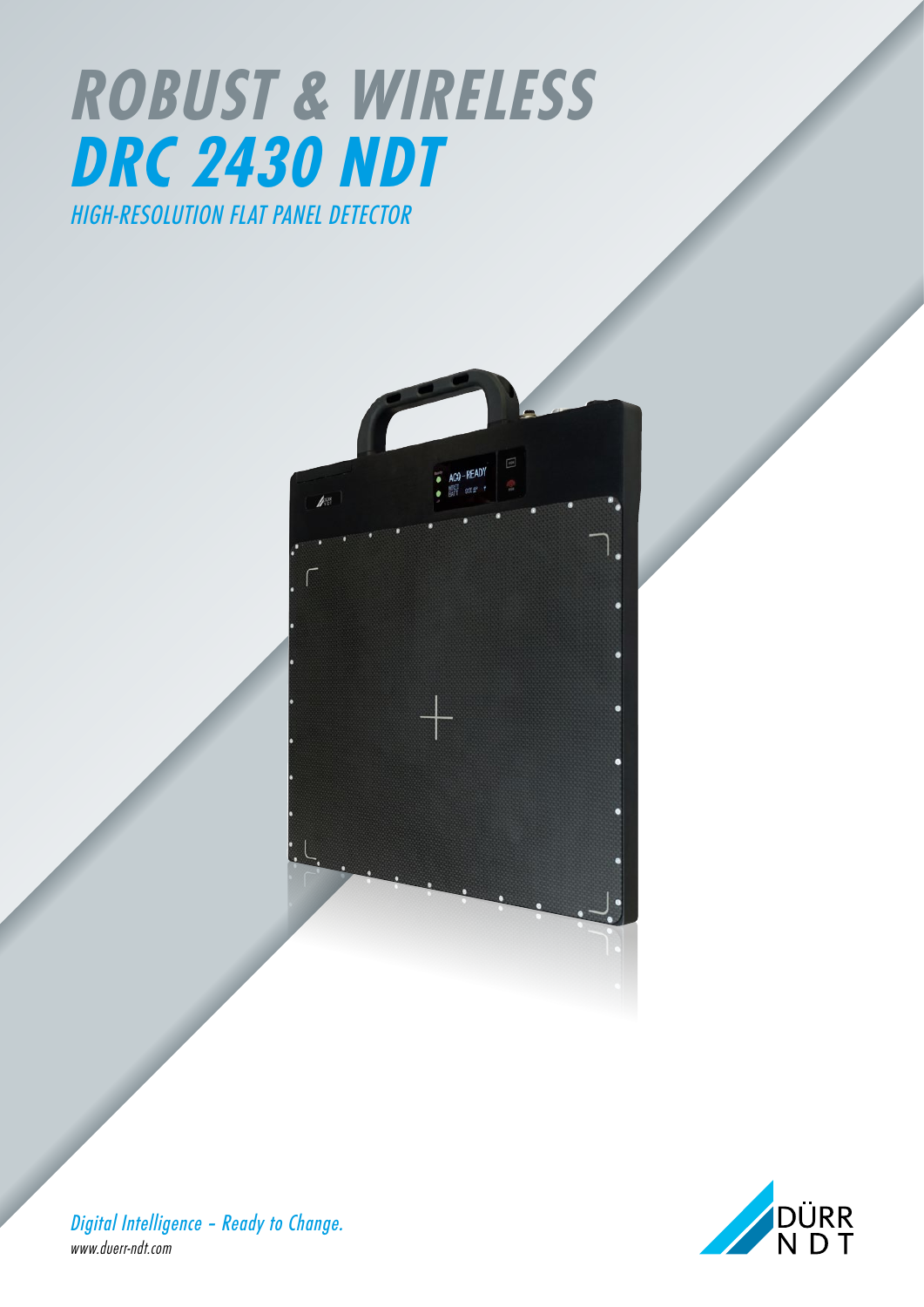# ROBUST & WIRELESS

# DRC 2430 NDT

## HIGH-RESOLUTION FLAT PANEL DETECTOR

*Digital Intelligence – Ready to Change.*

*www.duerr-ndt.com*

DÜRR NDT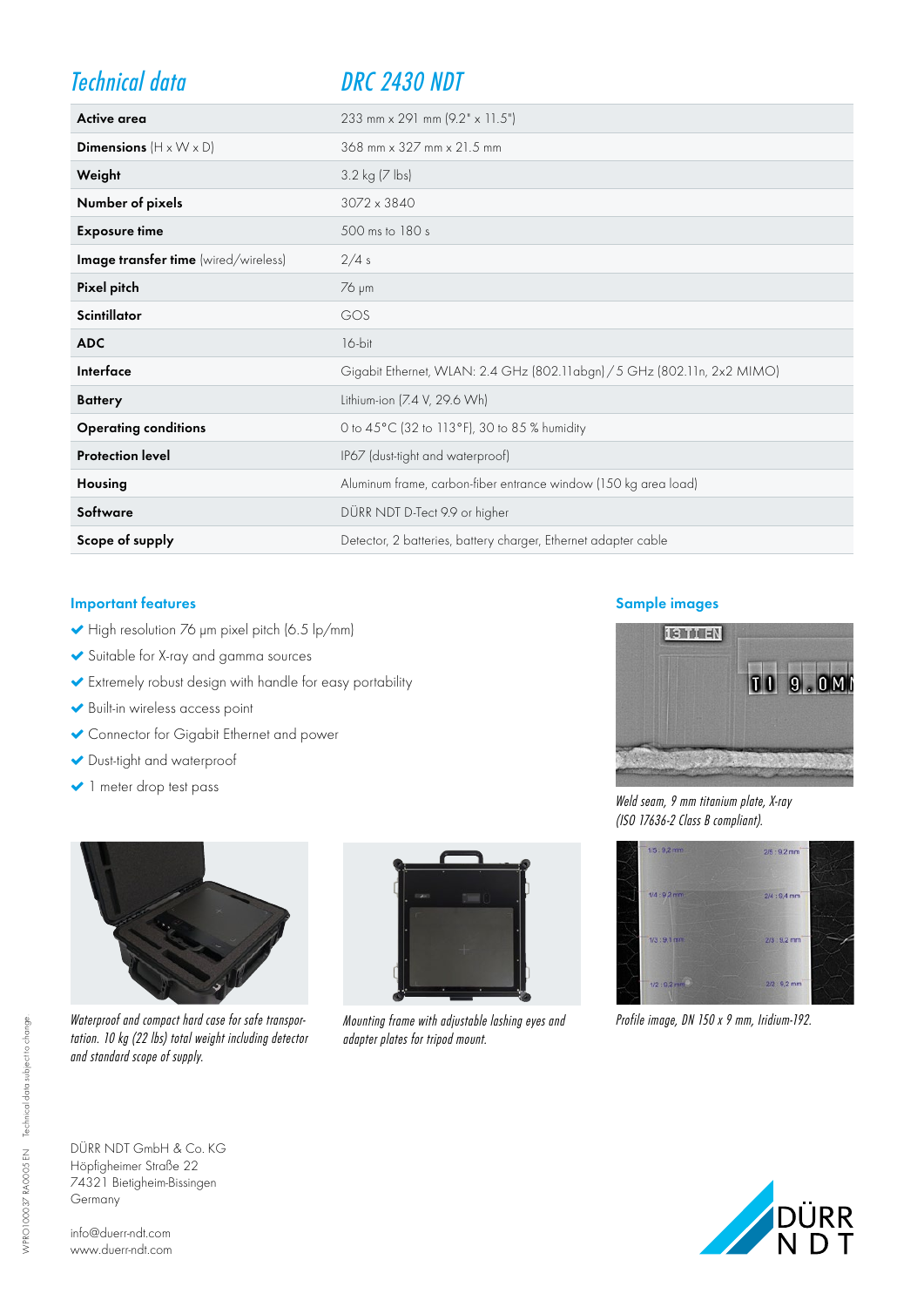## Technical data

| Technical data | DRC 2430 NDT |
|---|---|
| **Active area** | 233 mm x 291 mm (9.2" x 11.5") |
| **Dimensions** (H x W x D) | 368 mm x 327 mm x 21.5 mm |
| **Weight** | 3.2 kg (7 lbs) |
| **Number of pixels** | 3072 x 3840 |
| **Exposure time** | 500 ms to 180 s |
| **Image transfer time** (wired/wireless) | 2/4 s |
| **Pixel pitch** | 76 µm |
| **Scintillator** | GOS |
| **ADC** | 16-bit |
| **Interface** | Gigabit Ethernet, WLAN: 2.4 GHz (802.11abgn) / 5 GHz (802.11n, 2x2 MIMO) |
| **Battery** | Lithium-ion (7.4 V, 29.6 Wh) |
| **Operating conditions** | 0 to 45°C (32 to 113°F), 30 to 85 % humidity |
| **Protection level** | IP67 (dust-tight and waterproof) |
| **Housing** | Aluminum frame, carbon-fiber entrance window (150 kg area load) |
| **Software** | DÜRR NDT D-Tect 9.9 or higher |
| **Scope of supply** | Detector, 2 batteries, battery charger, Ethernet adapter cable |

### Important features

- High resolution 76 µm pixel pitch (6.5 lp/mm)
- Suitable for X-ray and gamma sources
- Extremely robust design with handle for easy portability
- Built-in wireless access point
- Connector for Gigabit Ethernet and power
- Dust-tight and waterproof
- 1 meter drop test pass

*Waterproof and compact hard case for safe transportation. 10 kg (22 lbs) total weight including detector and standard scope of supply.*

*Mounting frame with adjustable lashing eyes and adapter plates for tripod mount.*

### Sample images

*Weld seam, 9 mm titanium plate, X-ray (ISO 17636-2 Class B compliant).*

*Profile image, DN 150 x 9 mm, Iridium-192.*

DÜRR NDT GmbH & Co. KG
Höpfigheimer Straße 22
74321 Bietigheim-Bissingen
Germany

info@duerr-ndt.com
www.duerr-ndt.com

WPRO10037 RA0005 EN Technical data subject to change